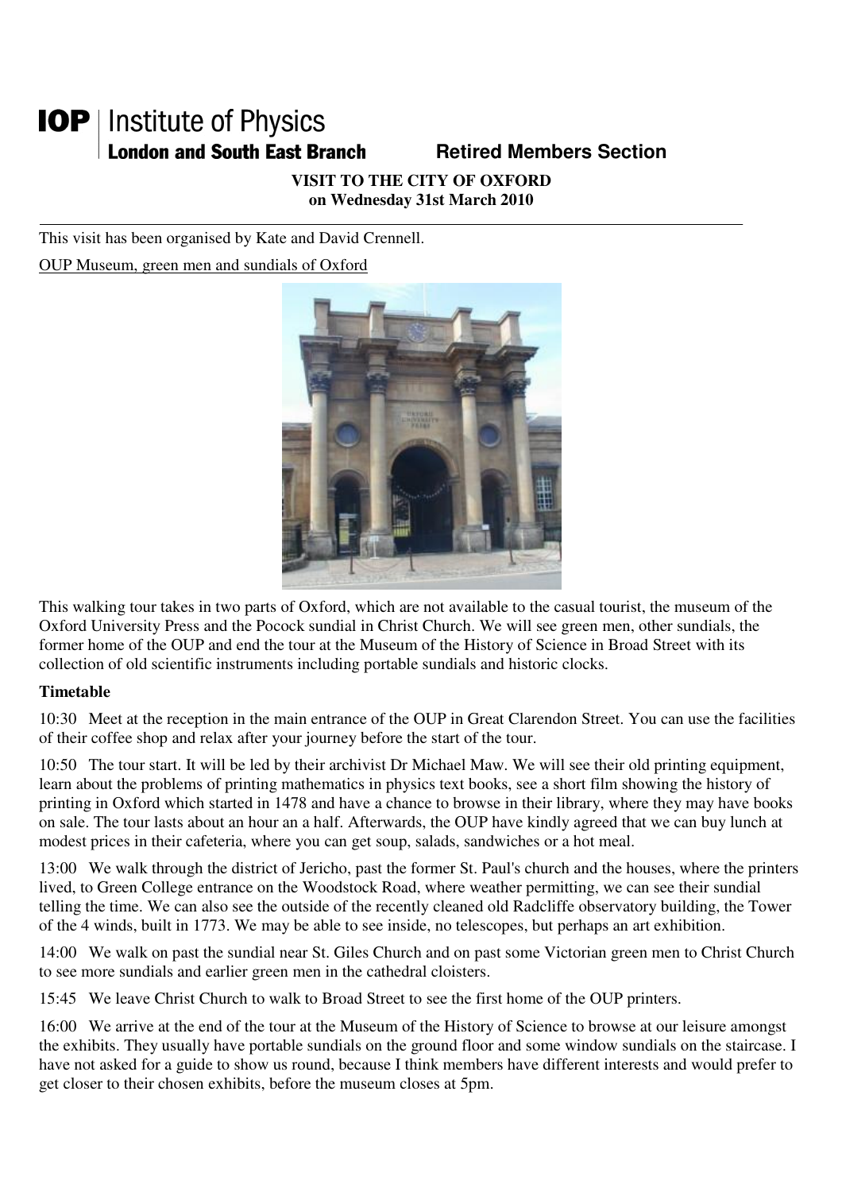**IOP** | Institute of Physics
**London and South East Branch** **Retired Members Section**

**VISIT TO THE CITY OF OXFORD**
**on Wednesday 31st March 2010**

---

This visit has been organised by Kate and David Crennell.

OUP Museum, green men and sundials of Oxford

This walking tour takes in two parts of Oxford, which are not available to the casual tourist, the museum of the Oxford University Press and the Pocock sundial in Christ Church. We will see green men, other sundials, the former home of the OUP and end the tour at the Museum of the History of Science in Broad Street with its collection of old scientific instruments including portable sundials and historic clocks.

**Timetable**

10:30 Meet at the reception in the main entrance of the OUP in Great Clarendon Street. You can use the facilities of their coffee shop and relax after your journey before the start of the tour.

10:50 The tour start. It will be led by their archivist Dr Michael Maw. We will see their old printing equipment, learn about the problems of printing mathematics in physics text books, see a short film showing the history of printing in Oxford which started in 1478 and have a chance to browse in their library, where they may have books on sale. The tour lasts about an hour an a half. Afterwards, the OUP have kindly agreed that we can buy lunch at modest prices in their cafeteria, where you can get soup, salads, sandwiches or a hot meal.

13:00 We walk through the district of Jericho, past the former St. Paul's church and the houses, where the printers lived, to Green College entrance on the Woodstock Road, where weather permitting, we can see their sundial telling the time. We can also see the outside of the recently cleaned old Radcliffe observatory building, the Tower of the 4 winds, built in 1773. We may be able to see inside, no telescopes, but perhaps an art exhibition.

14:00 We walk on past the sundial near St. Giles Church and on past some Victorian green men to Christ Church to see more sundials and earlier green men in the cathedral cloisters.

15:45 We leave Christ Church to walk to Broad Street to see the first home of the OUP printers.

16:00 We arrive at the end of the tour at the Museum of the History of Science to browse at our leisure amongst the exhibits. They usually have portable sundials on the ground floor and some window sundials on the staircase. I have not asked for a guide to show us round, because I think members have different interests and would prefer to get closer to their chosen exhibits, before the museum closes at 5pm.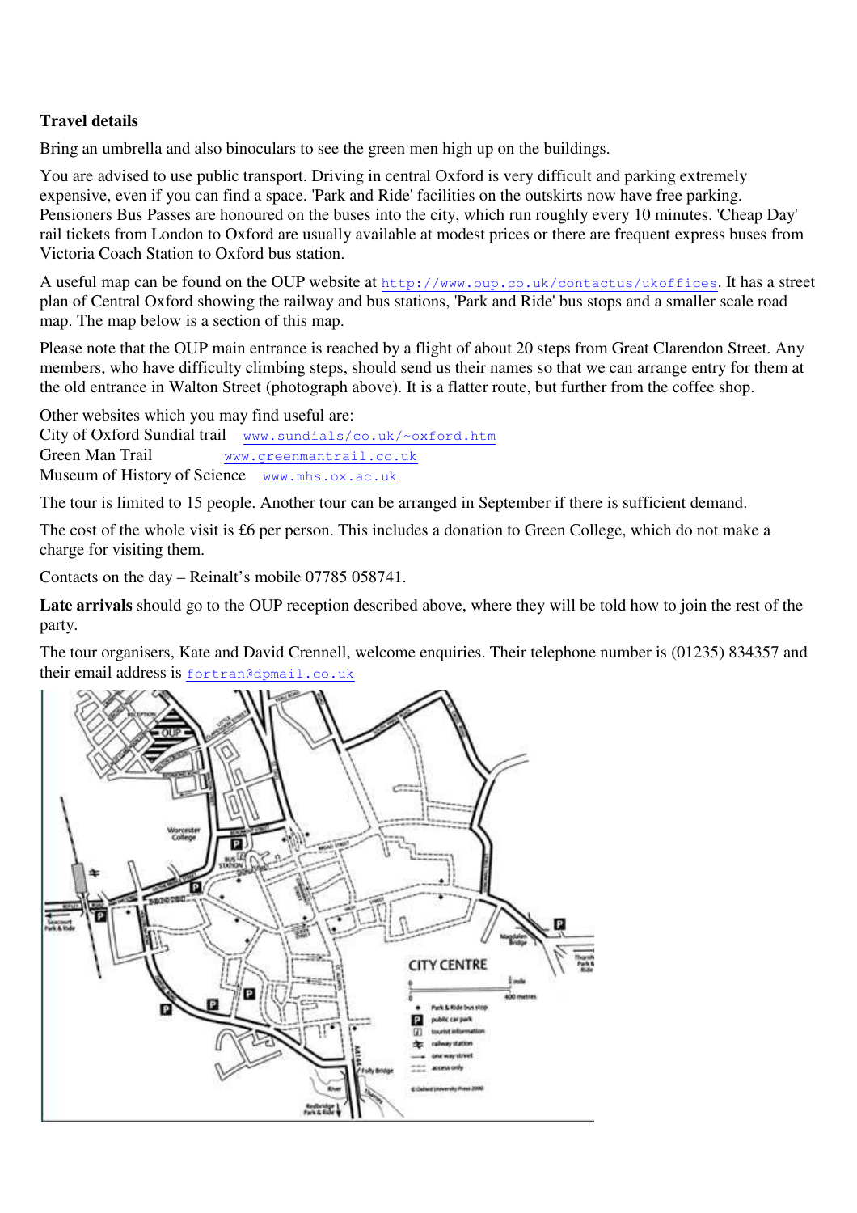**Travel details**

Bring an umbrella and also binoculars to see the green men high up on the buildings.

You are advised to use public transport. Driving in central Oxford is very difficult and parking extremely expensive, even if you can find a space. 'Park and Ride' facilities on the outskirts now have free parking. Pensioners Bus Passes are honoured on the buses into the city, which run roughly every 10 minutes. 'Cheap Day' rail tickets from London to Oxford are usually available at modest prices or there are frequent express buses from Victoria Coach Station to Oxford bus station.

A useful map can be found on the OUP website at http://www.oup.co.uk/contactus/ukoffices. It has a street plan of Central Oxford showing the railway and bus stations, 'Park and Ride' bus stops and a smaller scale road map. The map below is a section of this map.

Please note that the OUP main entrance is reached by a flight of about 20 steps from Great Clarendon Street. Any members, who have difficulty climbing steps, should send us their names so that we can arrange entry for them at the old entrance in Walton Street (photograph above). It is a flatter route, but further from the coffee shop.

Other websites which you may find useful are:
City of Oxford Sundial trail www.sundials/co.uk/~oxford.htm
Green Man Trail www.greenmantrail.co.uk
Museum of History of Science www.mhs.ox.ac.uk

The tour is limited to 15 people. Another tour can be arranged in September if there is sufficient demand.

The cost of the whole visit is £6 per person. This includes a donation to Green College, which do not make a charge for visiting them.

Contacts on the day – Reinalt's mobile 07785 058741.

**Late arrivals** should go to the OUP reception described above, where they will be told how to join the rest of the party.

The tour organisers, Kate and David Crennell, welcome enquiries. Their telephone number is (01235) 834357 and their email address is fortran@dpmail.co.uk